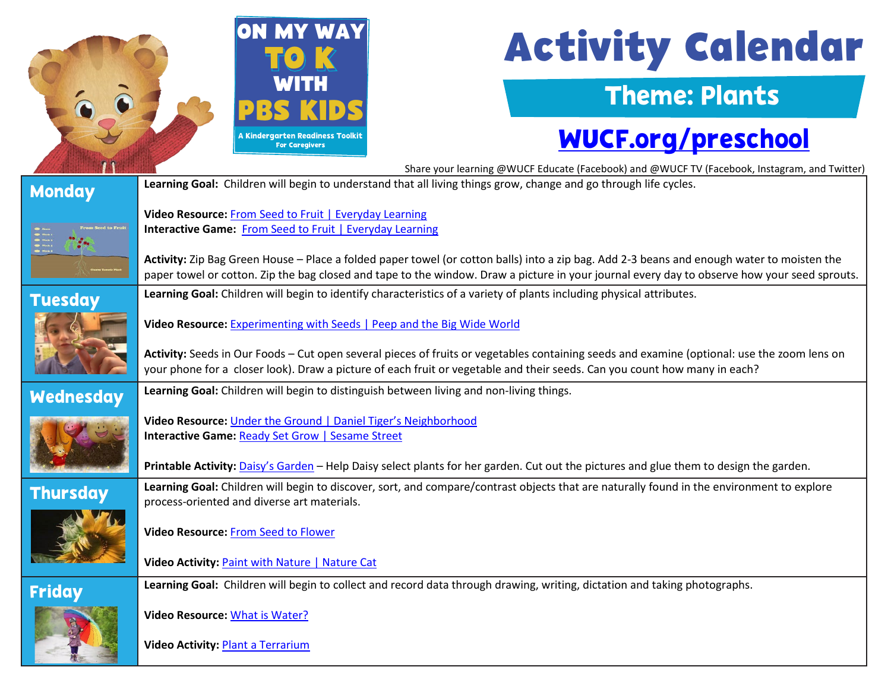ON MY WAY TO K WITH PBS KIDS

A Kindergarten Readiness Toolkit For Caregivers

# Activity Calendar

## Theme: Plants

**WUCF.org/preschool**

Share your learning @WUCF Educate (Facebook) and @WUCF TV (Facebook, Instagram, and Twitter)

| Day | Activities |
|---|---|
| **Monday** | **Learning Goal:** Children will begin to understand that all living things grow, change and go through life cycles.<br><br>**Video Resource:** From Seed to Fruit \| Everyday Learning<br>**Interactive Game:** From Seed to Fruit \| Everyday Learning<br><br>**Activity:** Zip Bag Green House – Place a folded paper towel (or cotton balls) into a zip bag. Add 2-3 beans and enough water to moisten the paper towel or cotton. Zip the bag closed and tape to the window. Draw a picture in your journal every day to observe how your seed sprouts. |
| **Tuesday** | **Learning Goal:** Children will begin to identify characteristics of a variety of plants including physical attributes.<br><br>**Video Resource:** Experimenting with Seeds \| Peep and the Big Wide World<br><br>**Activity:** Seeds in Our Foods – Cut open several pieces of fruits or vegetables containing seeds and examine (optional: use the zoom lens on your phone for a closer look). Draw a picture of each fruit or vegetable and their seeds. Can you count how many in each? |
| **Wednesday** | **Learning Goal:** Children will begin to distinguish between living and non-living things.<br><br>**Video Resource:** Under the Ground \| Daniel Tiger's Neighborhood<br>**Interactive Game:** Ready Set Grow \| Sesame Street<br><br>**Printable Activity:** Daisy's Garden – Help Daisy select plants for her garden. Cut out the pictures and glue them to design the garden. |
| **Thursday** | **Learning Goal:** Children will begin to discover, sort, and compare/contrast objects that are naturally found in the environment to explore process-oriented and diverse art materials.<br><br>**Video Resource:** From Seed to Flower<br><br>**Video Activity:** Paint with Nature \| Nature Cat |
| **Friday** | **Learning Goal:** Children will begin to collect and record data through drawing, writing, dictation and taking photographs.<br><br>**Video Resource:** What is Water?<br><br>**Video Activity:** Plant a Terrarium |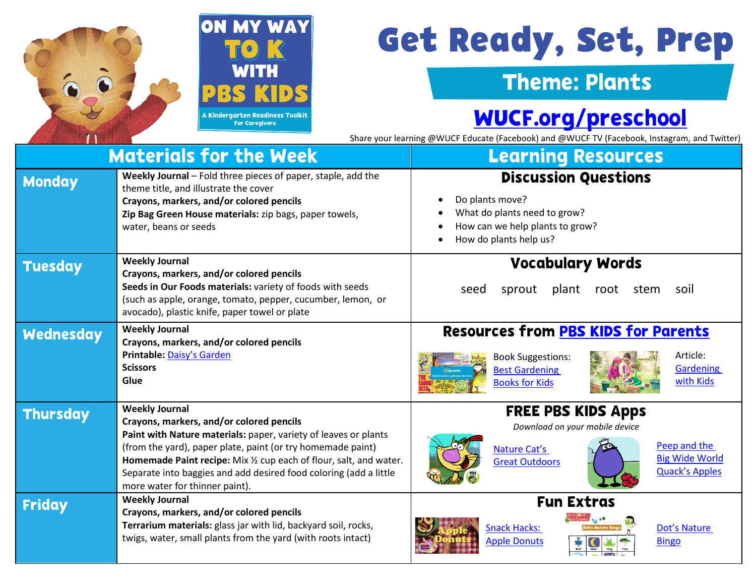ON MY WAY TO K WITH PBS KIDS

A Kindergarten Readiness Toolkit For Caregivers

# Get Ready, Set, Prep

## Theme: Plants

WUCF.org/preschool

Share your learning @WUCF Educate (Facebook) and @WUCF TV (Facebook, Instagram, and Twitter)

| Materials for the Week | | Learning Resources |
|---|---|---|
| **Monday** | **Weekly Journal** – Fold three pieces of paper, staple, add the theme title, and illustrate the cover<br>**Crayons, markers, and/or colored pencils**<br>**Zip Bag Green House materials:** zip bags, paper towels, water, beans or seeds | **Discussion Questions**<br>• Do plants move?<br>• What do plants need to grow?<br>• How can we help plants to grow?<br>• How do plants help us? |
| **Tuesday** | **Weekly Journal**<br>**Crayons, markers, and/or colored pencils**<br>**Seeds in Our Foods materials:** variety of foods with seeds (such as apple, orange, tomato, pepper, cucumber, lemon, or avocado), plastic knife, paper towel or plate | **Vocabulary Words**<br>seed sprout plant root stem soil |
| **Wednesday** | **Weekly Journal**<br>**Crayons, markers, and/or colored pencils**<br>**Printable:** Daisy's Garden<br>**Scissors**<br>**Glue** | **Resources from PBS KIDS for Parents**<br>Book Suggestions: Best Gardening Books for Kids<br>Article: Gardening with Kids |
| **Thursday** | **Weekly Journal**<br>**Crayons, markers, and/or colored pencils**<br>**Paint with Nature materials:** paper, variety of leaves or plants (from the yard), paper plate, paint (or try homemade paint)<br>**Homemade Paint recipe:** Mix ½ cup each of flour, salt, and water. Separate into baggies and add desired food coloring (add a little more water for thinner paint). | **FREE PBS KIDS Apps**<br>*Download on your mobile device*<br>Nature Cat's Great Outdoors<br>Peep and the Big Wide World Quack's Apples |
| **Friday** | **Weekly Journal**<br>**Crayons, markers, and/or colored pencils**<br>**Terrarium materials:** glass jar with lid, backyard soil, rocks, twigs, water, small plants from the yard (with roots intact) | **Fun Extras**<br>Snack Hacks: Apple Donuts<br>Dot's Nature Bingo |